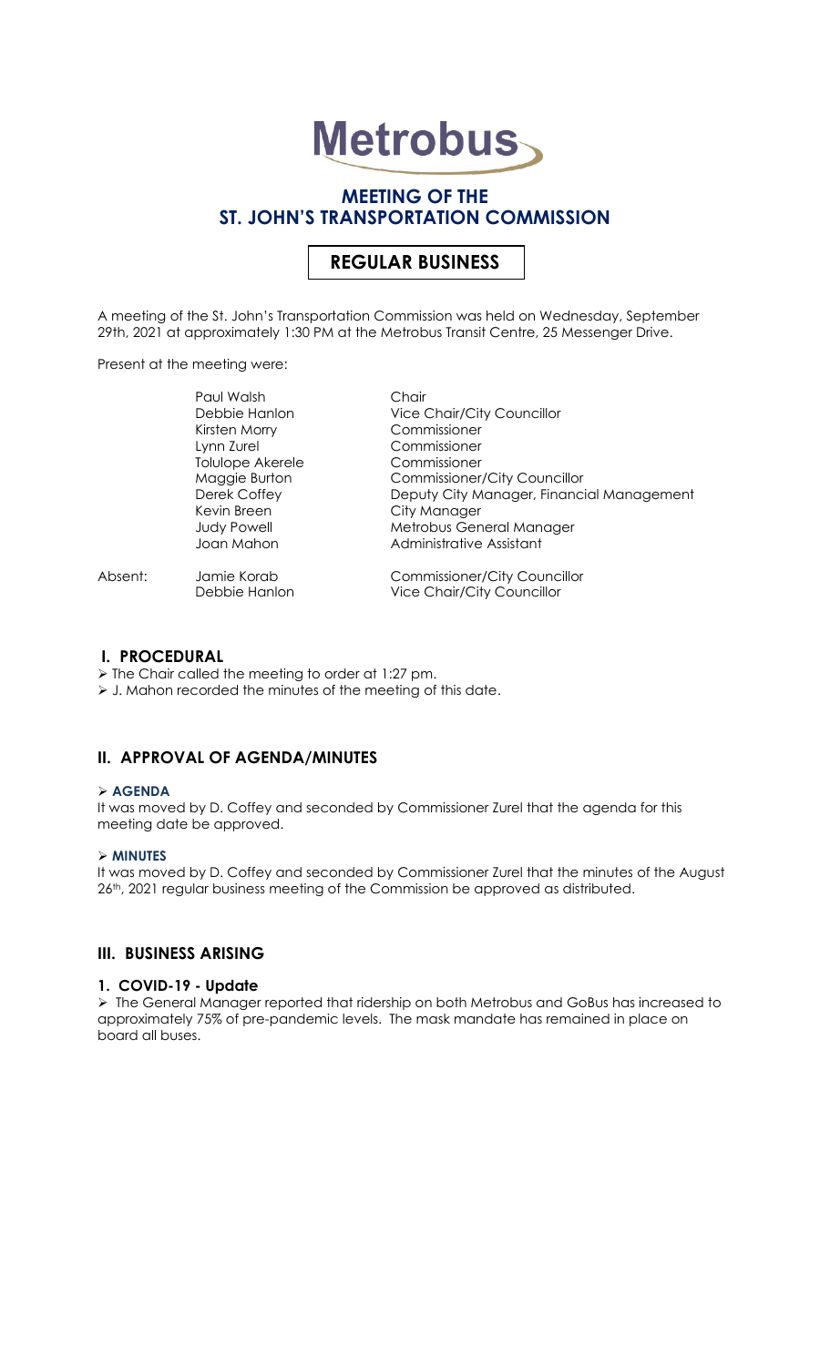# Metrobus

## MEETING OF THE ST. JOHN'S TRANSPORTATION COMMISSION

## REGULAR BUSINESS

A meeting of the St. John's Transportation Commission was held on Wednesday, September 29th, 2021 at approximately 1:30 PM at the Metrobus Transit Centre, 25 Messenger Drive.

Present at the meeting were:

| | | |
|---|---|---|
| | Paul Walsh | Chair |
| | Debbie Hanlon | Vice Chair/City Councillor |
| | Kirsten Morry | Commissioner |
| | Lynn Zurel | Commissioner |
| | Tolulope Akerele | Commissioner |
| | Maggie Burton | Commissioner/City Councillor |
| | Derek Coffey | Deputy City Manager, Financial Management |
| | Kevin Breen | City Manager |
| | Judy Powell | Metrobus General Manager |
| | Joan Mahon | Administrative Assistant |
| Absent: | Jamie Korab | Commissioner/City Councillor |
| | Debbie Hanlon | Vice Chair/City Councillor |

### I. PROCEDURAL

- The Chair called the meeting to order at 1:27 pm.
- J. Mahon recorded the minutes of the meeting of this date.

### II. APPROVAL OF AGENDA/MINUTES

- **AGENDA**

It was moved by D. Coffey and seconded by Commissioner Zurel that the agenda for this meeting date be approved.

- **MINUTES**

It was moved by D. Coffey and seconded by Commissioner Zurel that the minutes of the August 26th, 2021 regular business meeting of the Commission be approved as distributed.

### III. BUSINESS ARISING

#### 1. COVID-19 - Update

- The General Manager reported that ridership on both Metrobus and GoBus has increased to approximately 75% of pre-pandemic levels. The mask mandate has remained in place on board all buses.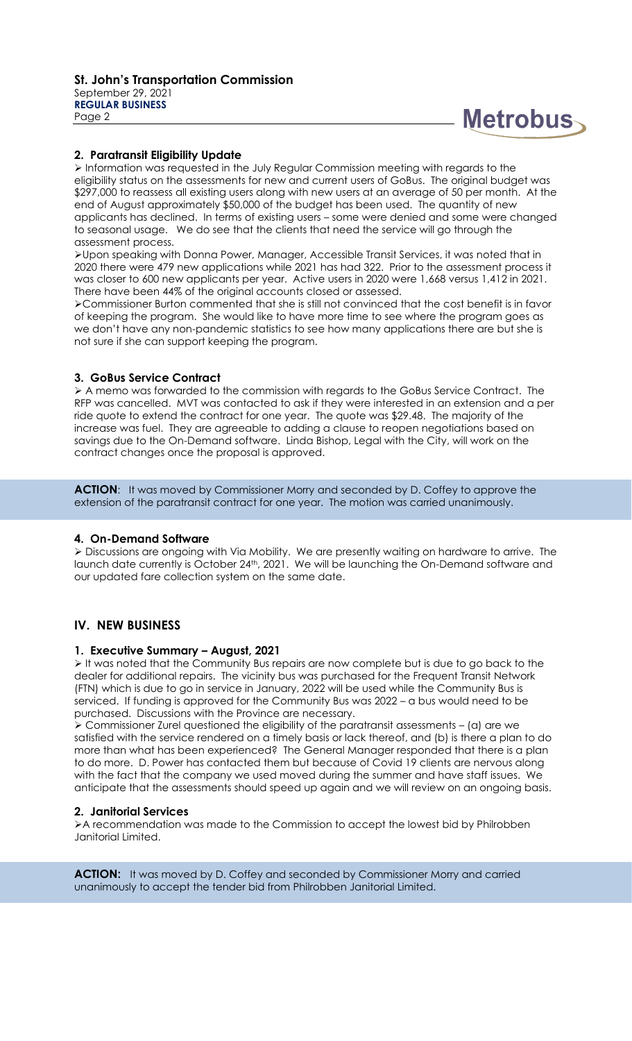## 2. Paratransit Eligibility Update

➢ Information was requested in the July Regular Commission meeting with regards to the eligibility status on the assessments for new and current users of GoBus. The original budget was $297,000 to reassess all existing users along with new users at an average of 50 per month. At the end of August approximately $50,000 of the budget has been used. The quantity of new applicants has declined. In terms of existing users – some were denied and some were changed to seasonal usage. We do see that the clients that need the service will go through the assessment process.

➢Upon speaking with Donna Power, Manager, Accessible Transit Services, it was noted that in 2020 there were 479 new applications while 2021 has had 322. Prior to the assessment process it was closer to 600 new applicants per year. Active users in 2020 were 1,668 versus 1,412 in 2021. There have been 44% of the original accounts closed or assessed.

➢Commissioner Burton commented that she is still not convinced that the cost benefit is in favor of keeping the program. She would like to have more time to see where the program goes as we don't have any non-pandemic statistics to see how many applications there are but she is not sure if she can support keeping the program.

## 3. GoBus Service Contract

➢ A memo was forwarded to the commission with regards to the GoBus Service Contract. The RFP was cancelled. MVT was contacted to ask if they were interested in an extension and a per ride quote to extend the contract for one year. The quote was $29.48. The majority of the increase was fuel. They are agreeable to adding a clause to reopen negotiations based on savings due to the On-Demand software. Linda Bishop, Legal with the City, will work on the contract changes once the proposal is approved.

**ACTION**: It was moved by Commissioner Morry and seconded by D. Coffey to approve the extension of the paratransit contract for one year. The motion was carried unanimously.

## 4. On-Demand Software

➢ Discussions are ongoing with Via Mobility. We are presently waiting on hardware to arrive. The launch date currently is October 24th, 2021. We will be launching the On-Demand software and our updated fare collection system on the same date.

# IV. NEW BUSINESS

## 1. Executive Summary – August, 2021

➢ It was noted that the Community Bus repairs are now complete but is due to go back to the dealer for additional repairs. The vicinity bus was purchased for the Frequent Transit Network (FTN) which is due to go in service in January, 2022 will be used while the Community Bus is serviced. If funding is approved for the Community Bus was 2022 – a bus would need to be purchased. Discussions with the Province are necessary.

➢ Commissioner Zurel questioned the eligibility of the paratransit assessments – (a) are we satisfied with the service rendered on a timely basis or lack thereof, and (b) is there a plan to do more than what has been experienced? The General Manager responded that there is a plan to do more. D. Power has contacted them but because of Covid 19 clients are nervous along with the fact that the company we used moved during the summer and have staff issues. We anticipate that the assessments should speed up again and we will review on an ongoing basis.

## 2. Janitorial Services

➢A recommendation was made to the Commission to accept the lowest bid by Philrobben Janitorial Limited.

**ACTION:** It was moved by D. Coffey and seconded by Commissioner Morry and carried unanimously to accept the tender bid from Philrobben Janitorial Limited.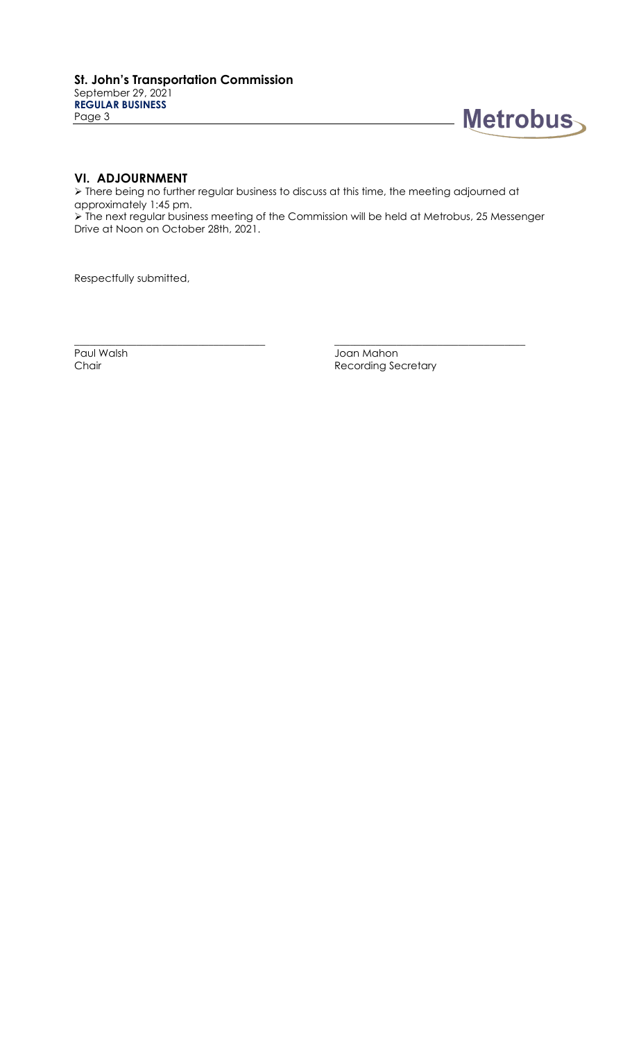## VI. ADJOURNMENT

- There being no further regular business to discuss at this time, the meeting adjourned at approximately 1:45 pm.
- The next regular business meeting of the Commission will be held at Metrobus, 25 Messenger Drive at Noon on October 28th, 2021.

Respectfully submitted,

| | |
|---|---|
| \_\_\_\_\_\_\_\_\_\_\_\_\_\_\_\_\_\_\_\_\_\_\_\_\_\_\_\_\_\_ | \_\_\_\_\_\_\_\_\_\_\_\_\_\_\_\_\_\_\_\_\_\_\_\_\_\_\_\_\_\_ |
| Paul Walsh | Joan Mahon |
| Chair | Recording Secretary |